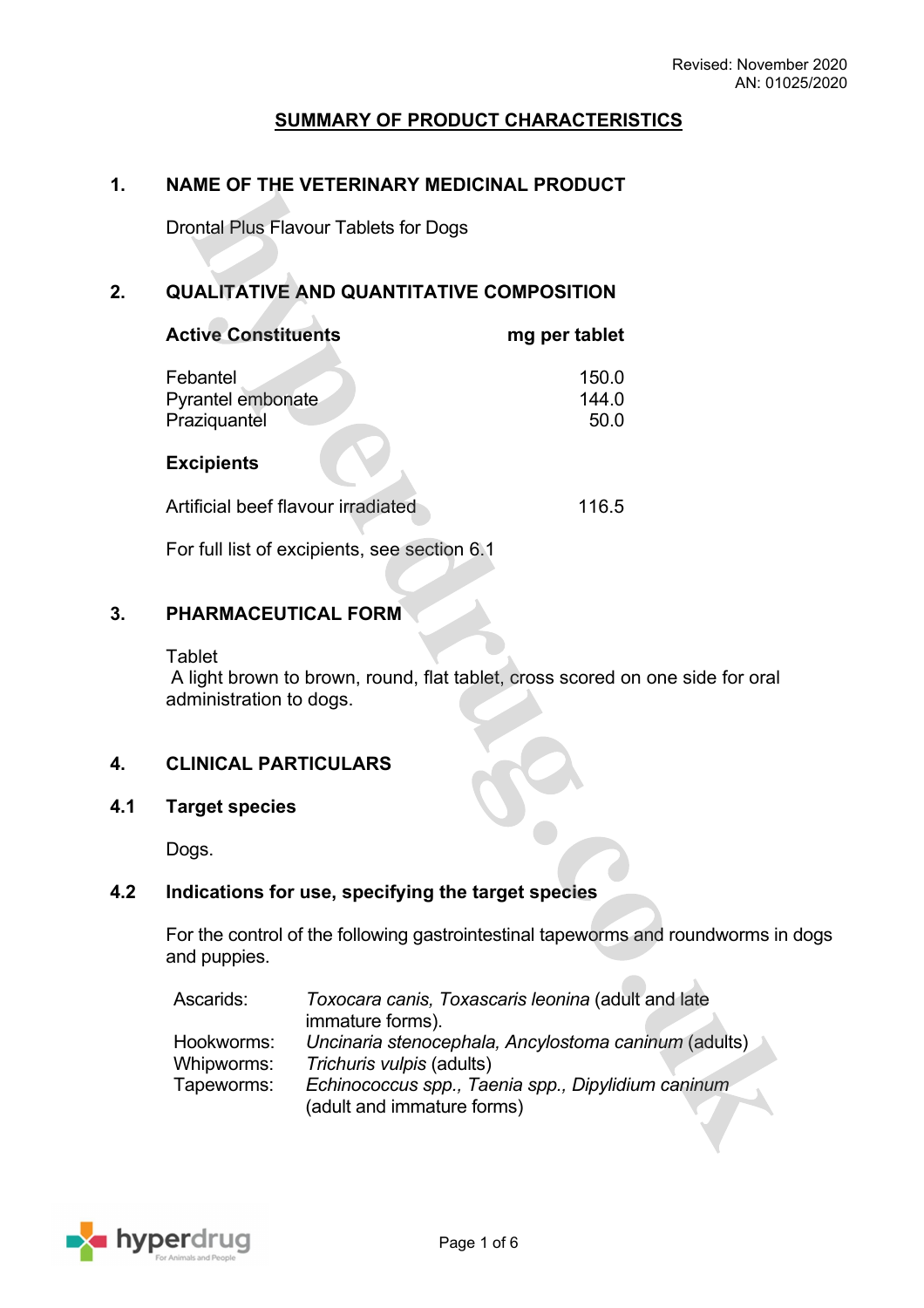Revised: November 2020
AN: 01025/2020

# SUMMARY OF PRODUCT CHARACTERISTICS

## 1. NAME OF THE VETERINARY MEDICINAL PRODUCT

Drontal Plus Flavour Tablets for Dogs

## 2. QUALITATIVE AND QUANTITATIVE COMPOSITION

| **Active Constituents** | **mg per tablet** |
|---|---|
| Febantel | 150.0 |
| Pyrantel embonate | 144.0 |
| Praziquantel | 50.0 |

**Excipients**

| | |
|---|---|
| Artificial beef flavour irradiated | 116.5 |

For full list of excipients, see section 6.1

## 3. PHARMACEUTICAL FORM

Tablet
A light brown to brown, round, flat tablet, cross scored on one side for oral administration to dogs.

## 4. CLINICAL PARTICULARS

### 4.1 Target species

Dogs.

### 4.2 Indications for use, specifying the target species

For the control of the following gastrointestinal tapeworms and roundworms in dogs and puppies.

| | |
|---|---|
| Ascarids: | *Toxocara canis, Toxascaris leonina* (adult and late immature forms). |
| Hookworms: | *Uncinaria stenocephala, Ancylostoma caninum* (adults) |
| Whipworms: | *Trichuris vulpis* (adults) |
| Tapeworms: | *Echinococcus spp., Taenia spp., Dipylidium caninum* (adult and immature forms) |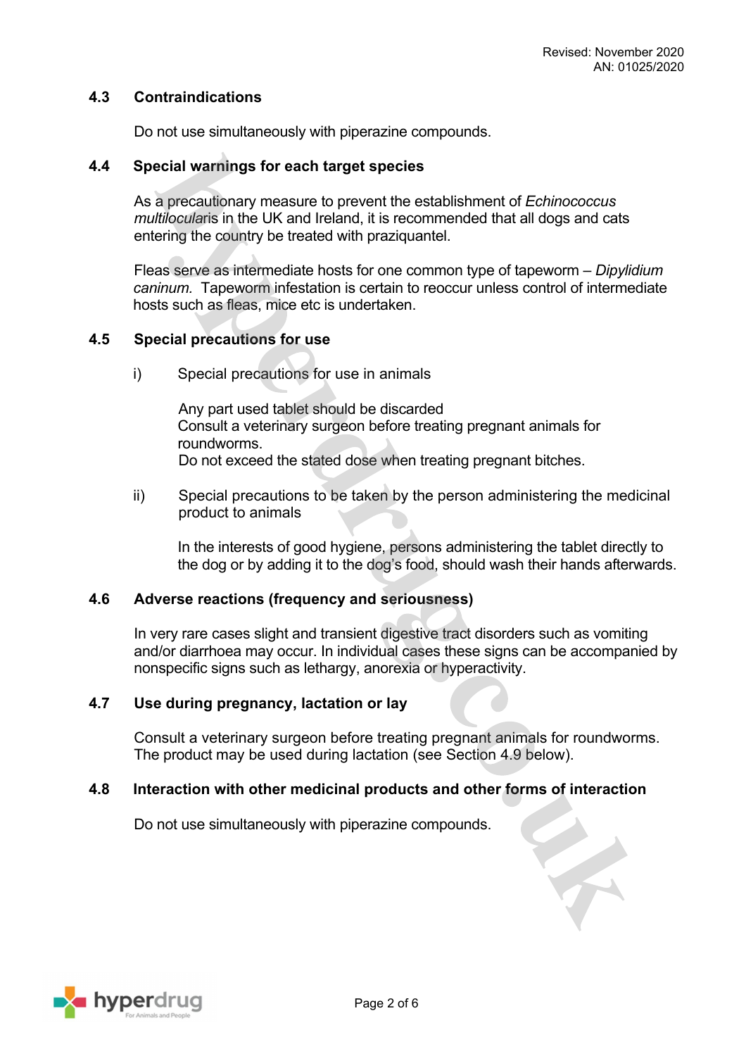### 4.3 Contraindications

Do not use simultaneously with piperazine compounds.

### 4.4 Special warnings for each target species

As a precautionary measure to prevent the establishment of *Echinococcus multilocularis* in the UK and Ireland, it is recommended that all dogs and cats entering the country be treated with praziquantel.

Fleas serve as intermediate hosts for one common type of tapeworm – *Dipylidium caninum.* Tapeworm infestation is certain to reoccur unless control of intermediate hosts such as fleas, mice etc is undertaken.

### 4.5 Special precautions for use

i) Special precautions for use in animals

Any part used tablet should be discarded
Consult a veterinary surgeon before treating pregnant animals for roundworms.
Do not exceed the stated dose when treating pregnant bitches.

ii) Special precautions to be taken by the person administering the medicinal product to animals

In the interests of good hygiene, persons administering the tablet directly to the dog or by adding it to the dog's food, should wash their hands afterwards.

### 4.6 Adverse reactions (frequency and seriousness)

In very rare cases slight and transient digestive tract disorders such as vomiting and/or diarrhoea may occur. In individual cases these signs can be accompanied by nonspecific signs such as lethargy, anorexia or hyperactivity.

### 4.7 Use during pregnancy, lactation or lay

Consult a veterinary surgeon before treating pregnant animals for roundworms. The product may be used during lactation (see Section 4.9 below).

### 4.8 Interaction with other medicinal products and other forms of interaction

Do not use simultaneously with piperazine compounds.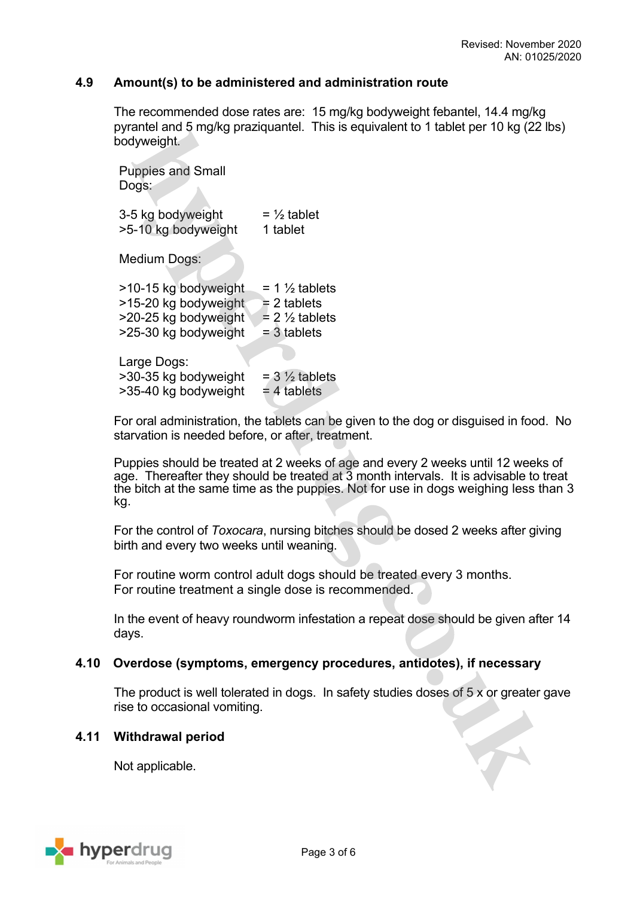## 4.9 Amount(s) to be administered and administration route

The recommended dose rates are: 15 mg/kg bodyweight febantel, 14.4 mg/kg pyrantel and 5 mg/kg praziquantel. This is equivalent to 1 tablet per 10 kg (22 lbs) bodyweight.

Puppies and Small Dogs:

| | |
|---|---|
| 3-5 kg bodyweight | = ½ tablet |
| >5-10 kg bodyweight | 1 tablet |

Medium Dogs:

| | |
|---|---|
| >10-15 kg bodyweight | = 1 ½ tablets |
| >15-20 kg bodyweight | = 2 tablets |
| >20-25 kg bodyweight | = 2 ½ tablets |
| >25-30 kg bodyweight | = 3 tablets |

Large Dogs:

| | |
|---|---|
| >30-35 kg bodyweight | = 3 ½ tablets |
| >35-40 kg bodyweight | = 4 tablets |

For oral administration, the tablets can be given to the dog or disguised in food. No starvation is needed before, or after, treatment.

Puppies should be treated at 2 weeks of age and every 2 weeks until 12 weeks of age. Thereafter they should be treated at 3 month intervals. It is advisable to treat the bitch at the same time as the puppies. Not for use in dogs weighing less than 3 kg.

For the control of *Toxocara*, nursing bitches should be dosed 2 weeks after giving birth and every two weeks until weaning.

For routine worm control adult dogs should be treated every 3 months.
For routine treatment a single dose is recommended.

In the event of heavy roundworm infestation a repeat dose should be given after 14 days.

## 4.10 Overdose (symptoms, emergency procedures, antidotes), if necessary

The product is well tolerated in dogs. In safety studies doses of 5 x or greater gave rise to occasional vomiting.

## 4.11 Withdrawal period

Not applicable.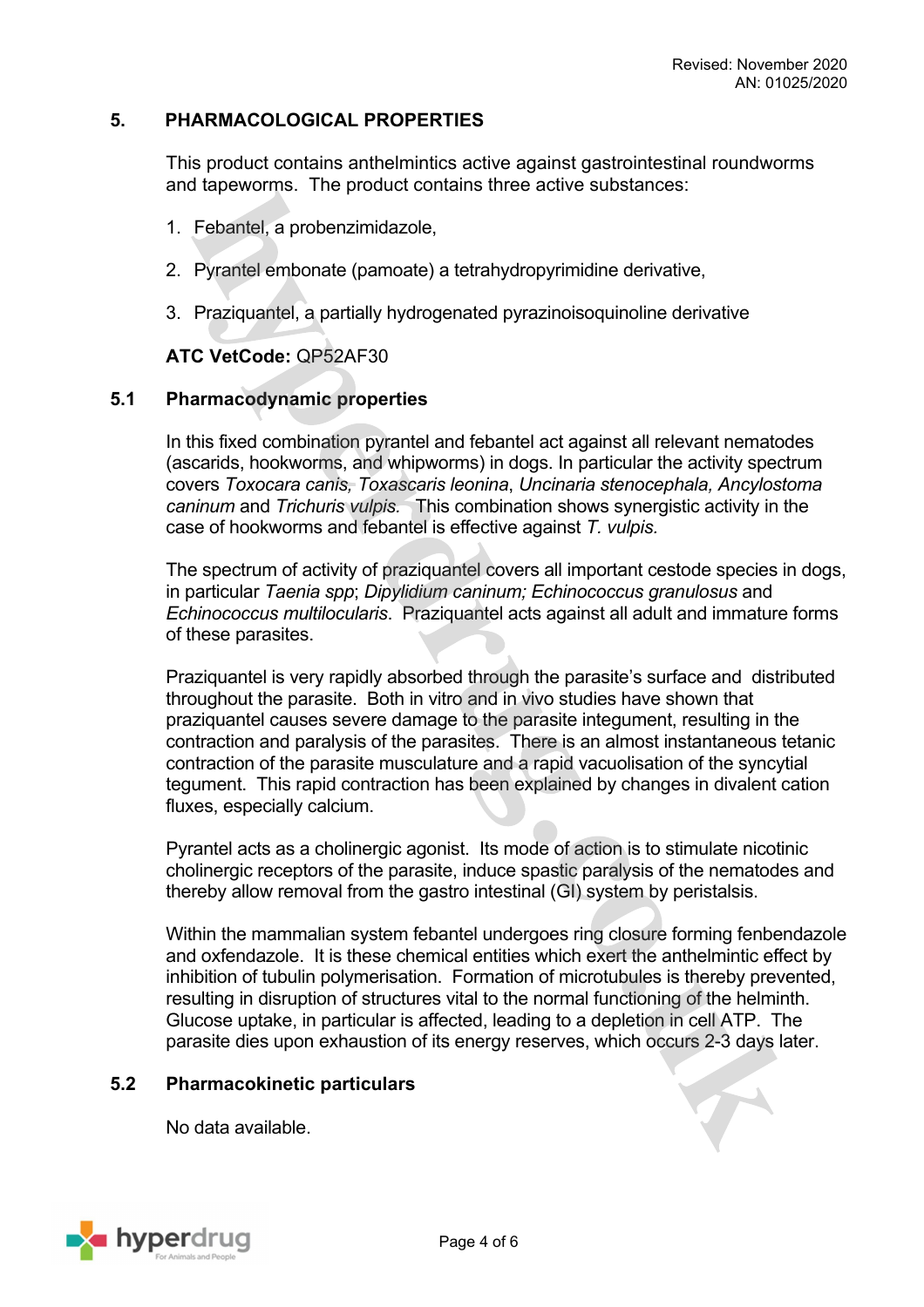## 5. PHARMACOLOGICAL PROPERTIES

This product contains anthelmintics active against gastrointestinal roundworms and tapeworms. The product contains three active substances:

1. Febantel, a probenzimidazole,
2. Pyrantel embonate (pamoate) a tetrahydropyrimidine derivative,
3. Praziquantel, a partially hydrogenated pyrazinoisoquinoline derivative

**ATC VetCode:** QP52AF30

### 5.1 Pharmacodynamic properties

In this fixed combination pyrantel and febantel act against all relevant nematodes (ascarids, hookworms, and whipworms) in dogs. In particular the activity spectrum covers *Toxocara canis, Toxascaris leonina*, *Uncinaria stenocephala, Ancylostoma caninum* and *Trichuris vulpis.* This combination shows synergistic activity in the case of hookworms and febantel is effective against *T. vulpis.*

The spectrum of activity of praziquantel covers all important cestode species in dogs, in particular *Taenia spp*; *Dipylidium caninum; Echinococcus granulosus* and *Echinococcus multilocularis*. Praziquantel acts against all adult and immature forms of these parasites.

Praziquantel is very rapidly absorbed through the parasite's surface and distributed throughout the parasite. Both in vitro and in vivo studies have shown that praziquantel causes severe damage to the parasite integument, resulting in the contraction and paralysis of the parasites. There is an almost instantaneous tetanic contraction of the parasite musculature and a rapid vacuolisation of the syncytial tegument. This rapid contraction has been explained by changes in divalent cation fluxes, especially calcium.

Pyrantel acts as a cholinergic agonist. Its mode of action is to stimulate nicotinic cholinergic receptors of the parasite, induce spastic paralysis of the nematodes and thereby allow removal from the gastro intestinal (GI) system by peristalsis.

Within the mammalian system febantel undergoes ring closure forming fenbendazole and oxfendazole. It is these chemical entities which exert the anthelmintic effect by inhibition of tubulin polymerisation. Formation of microtubules is thereby prevented, resulting in disruption of structures vital to the normal functioning of the helminth. Glucose uptake, in particular is affected, leading to a depletion in cell ATP. The parasite dies upon exhaustion of its energy reserves, which occurs 2-3 days later.

### 5.2 Pharmacokinetic particulars

No data available.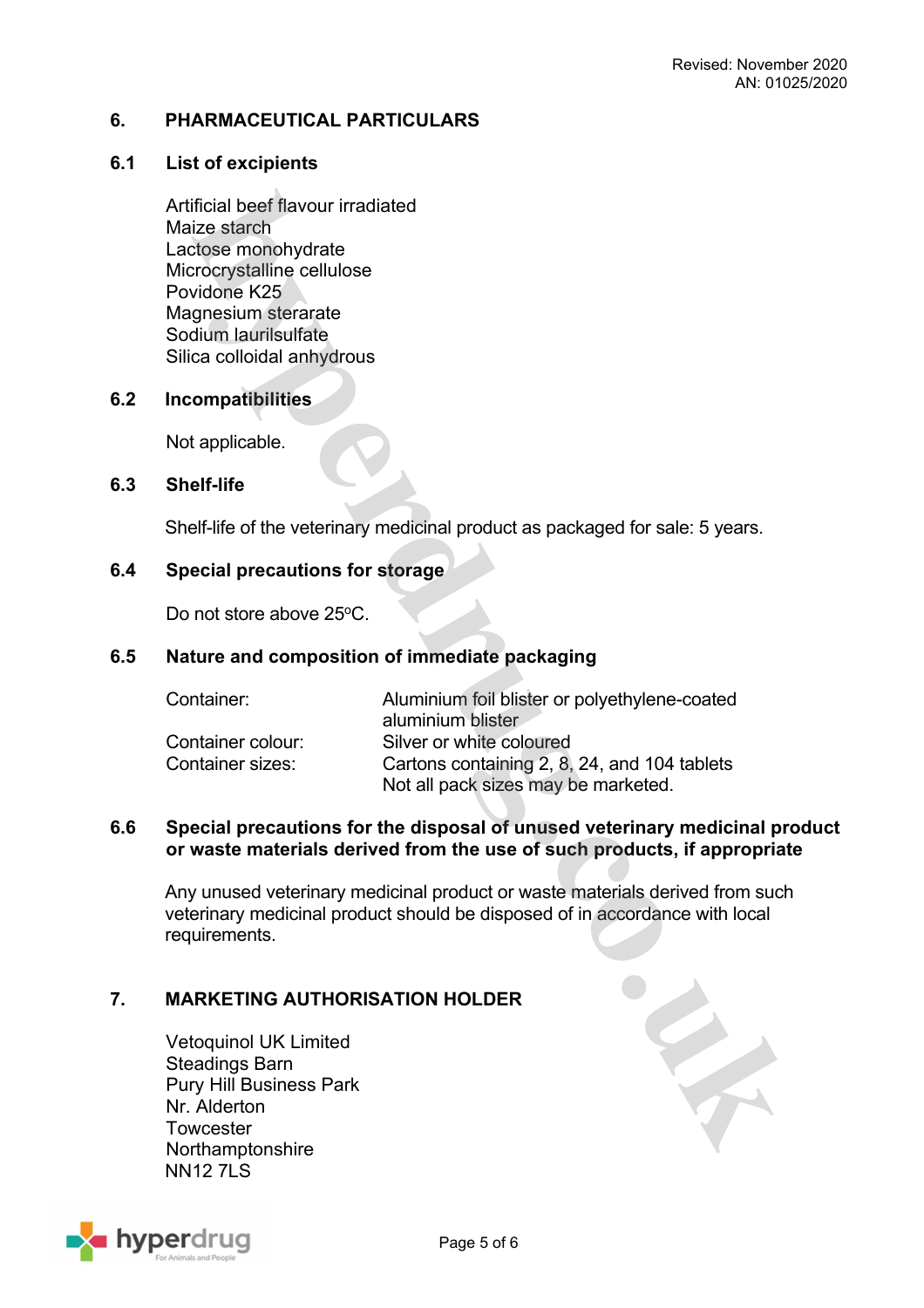## 6. PHARMACEUTICAL PARTICULARS

### 6.1 List of excipients

Artificial beef flavour irradiated
Maize starch
Lactose monohydrate
Microcrystalline cellulose
Povidone K25
Magnesium sterarate
Sodium laurilsulfate
Silica colloidal anhydrous

### 6.2 Incompatibilities

Not applicable.

### 6.3 Shelf-life

Shelf-life of the veterinary medicinal product as packaged for sale: 5 years.

### 6.4 Special precautions for storage

Do not store above 25ºC.

### 6.5 Nature and composition of immediate packaging

| | |
|---|---|
| Container: | Aluminium foil blister or polyethylene-coated aluminium blister |
| Container colour: | Silver or white coloured |
| Container sizes: | Cartons containing 2, 8, 24, and 104 tablets<br>Not all pack sizes may be marketed. |

### 6.6 Special precautions for the disposal of unused veterinary medicinal product or waste materials derived from the use of such products, if appropriate

Any unused veterinary medicinal product or waste materials derived from such veterinary medicinal product should be disposed of in accordance with local requirements.

## 7. MARKETING AUTHORISATION HOLDER

Vetoquinol UK Limited
Steadings Barn
Pury Hill Business Park
Nr. Alderton
Towcester
Northamptonshire
NN12 7LS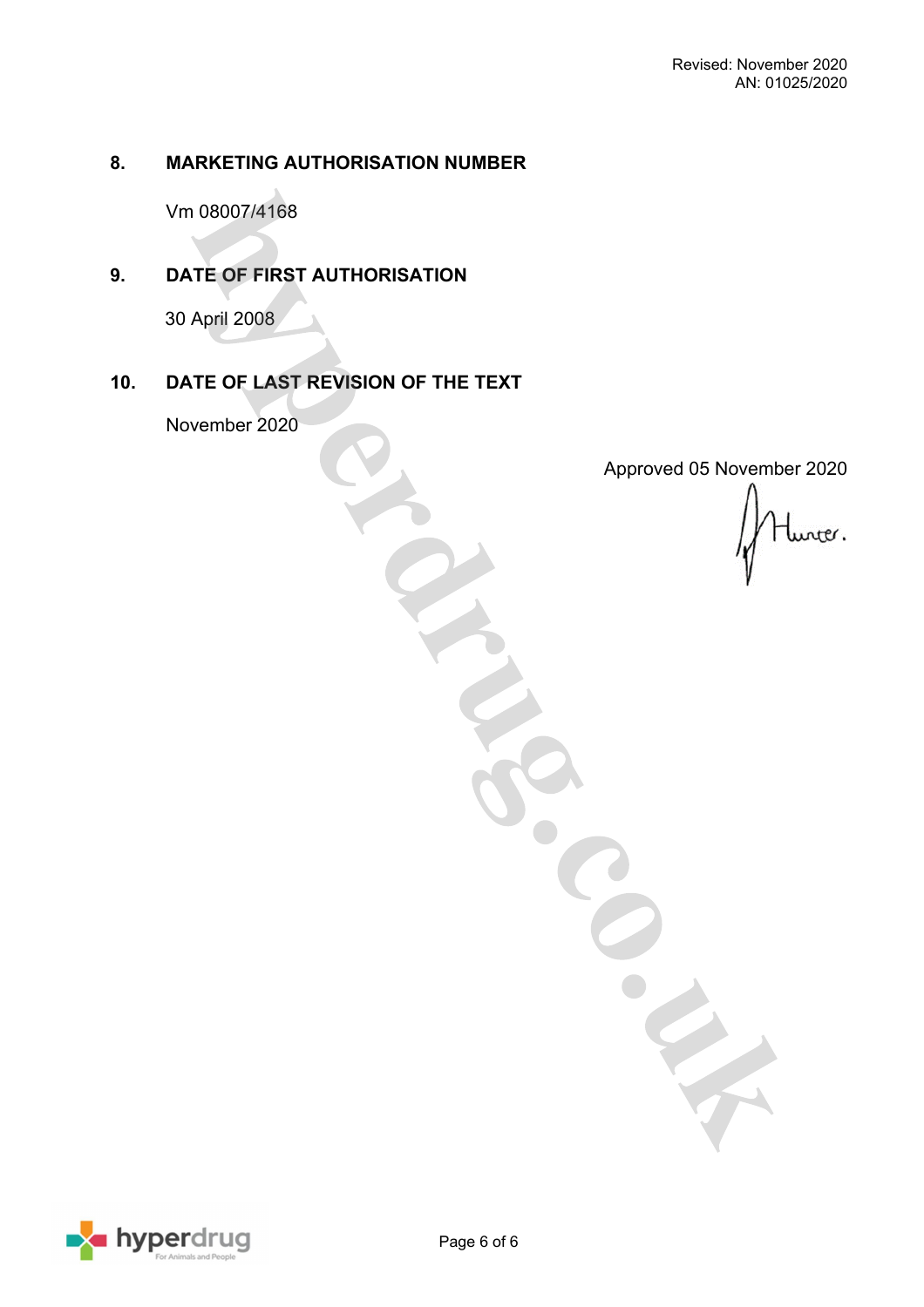## 8. MARKETING AUTHORISATION NUMBER

Vm 08007/4168

## 9. DATE OF FIRST AUTHORISATION

30 April 2008

## 10. DATE OF LAST REVISION OF THE TEXT

November 2020

Approved 05 November 2020